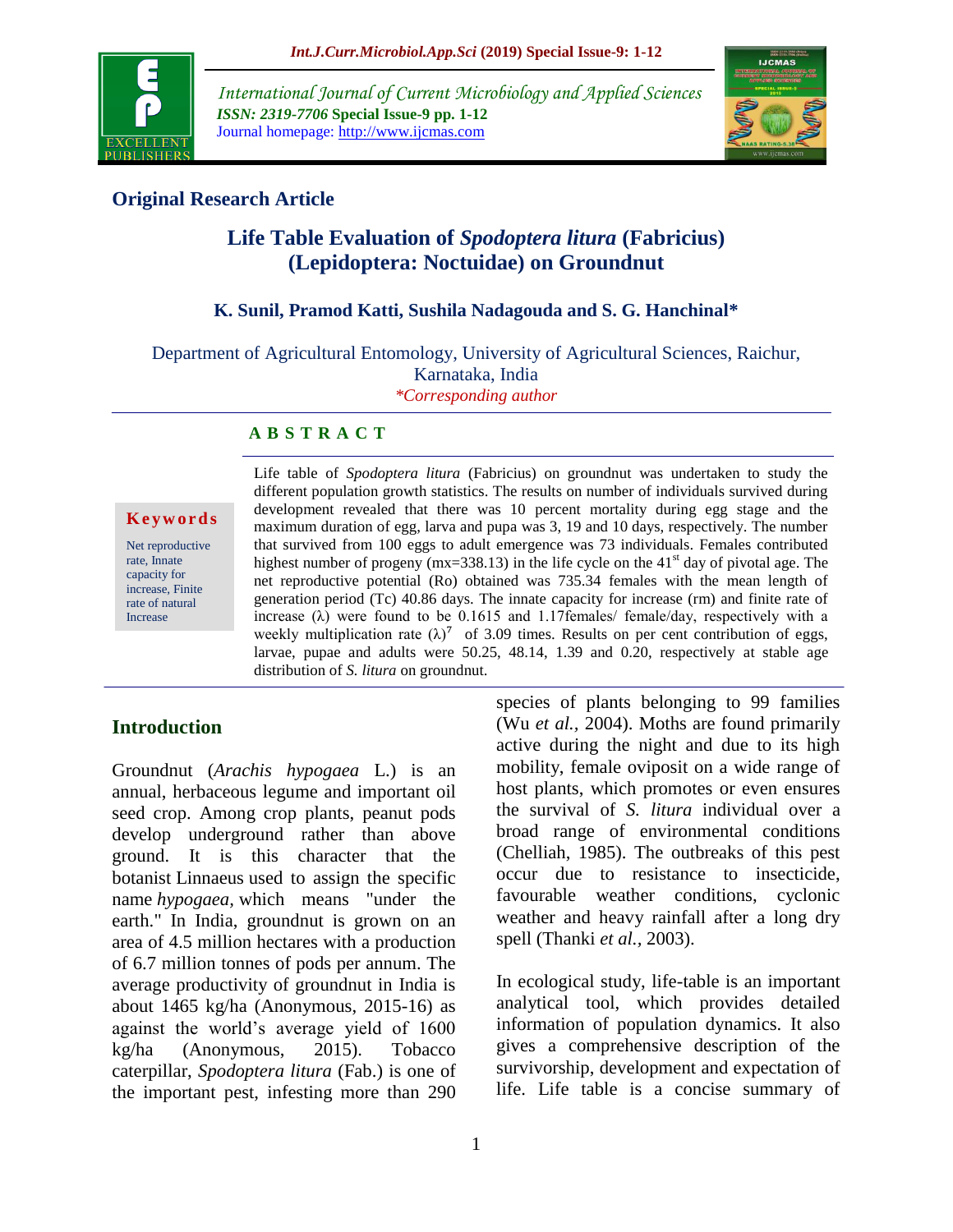## Original Research Article

# Life Table Evaluation of *Spodoptera litura* (Fabricius) (Lepidoptera: Noctuidae) on Groundnut

**K. Sunil, Pramod Katti, Sushila Nadagouda and S. G. Hanchinal***

Department of Agricultural Entomology, University of Agricultural Sciences, Raichur, Karnataka, India

**Corresponding author*

### A B S T R A C T

**Keywords**

Net reproductive rate, Innate capacity for increase, Finite rate of natural Increase

Life table of *Spodoptera litura* (Fabricius) on groundnut was undertaken to study the different population growth statistics. The results on number of individuals survived during development revealed that there was 10 percent mortality during egg stage and the maximum duration of egg, larva and pupa was 3, 19 and 10 days, respectively. The number that survived from 100 eggs to adult emergence was 73 individuals. Females contributed highest number of progeny (mx=338.13) in the life cycle on the 41st day of pivotal age. The net reproductive potential (Ro) obtained was 735.34 females with the mean length of generation period (Tc) 40.86 days. The innate capacity for increase (rm) and finite rate of increase (λ) were found to be 0.1615 and 1.17females/ female/day, respectively with a weekly multiplication rate $(\lambda)^7$ of 3.09 times. Results on per cent contribution of eggs, larvae, pupae and adults were 50.25, 48.14, 1.39 and 0.20, respectively at stable age distribution of *S. litura* on groundnut.

## Introduction

Groundnut (*Arachis hypogaea* L.) is an annual, herbaceous legume and important oil seed crop. Among crop plants, peanut pods develop underground rather than above ground. It is this character that the botanist Linnaeus used to assign the specific name *hypogaea*, which means "under the earth." In India, groundnut is grown on an area of 4.5 million hectares with a production of 6.7 million tonnes of pods per annum. The average productivity of groundnut in India is about 1465 kg/ha (Anonymous, 2015-16) as against the world's average yield of 1600 kg/ha (Anonymous, 2015). Tobacco caterpillar, *Spodoptera litura* (Fab.) is one of the important pest, infesting more than 290 species of plants belonging to 99 families (Wu *et al.,* 2004). Moths are found primarily active during the night and due to its high mobility, female oviposit on a wide range of host plants, which promotes or even ensures the survival of *S. litura* individual over a broad range of environmental conditions (Chelliah, 1985). The outbreaks of this pest occur due to resistance to insecticide, favourable weather conditions, cyclonic weather and heavy rainfall after a long dry spell (Thanki *et al.,* 2003).

In ecological study, life-table is an important analytical tool, which provides detailed information of population dynamics. It also gives a comprehensive description of the survivorship, development and expectation of life. Life table is a concise summary of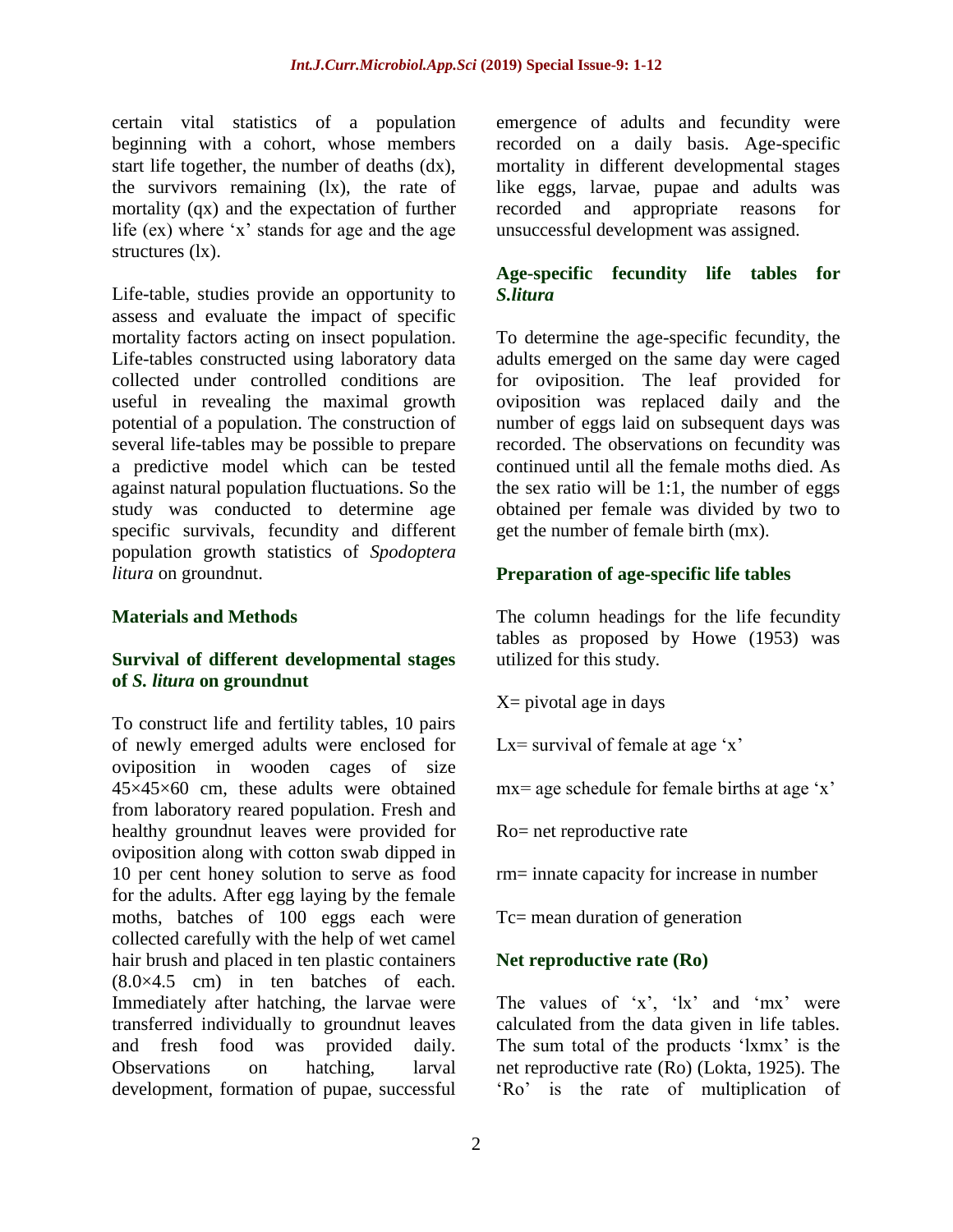certain vital statistics of a population beginning with a cohort, whose members start life together, the number of deaths (dx), the survivors remaining (lx), the rate of mortality (qx) and the expectation of further life (ex) where 'x' stands for age and the age structures (lx).

Life-table, studies provide an opportunity to assess and evaluate the impact of specific mortality factors acting on insect population. Life-tables constructed using laboratory data collected under controlled conditions are useful in revealing the maximal growth potential of a population. The construction of several life-tables may be possible to prepare a predictive model which can be tested against natural population fluctuations. So the study was conducted to determine age specific survivals, fecundity and different population growth statistics of *Spodoptera litura* on groundnut.

## Materials and Methods

### Survival of different developmental stages of *S. litura* on groundnut

To construct life and fertility tables, 10 pairs of newly emerged adults were enclosed for oviposition in wooden cages of size 45×45×60 cm, these adults were obtained from laboratory reared population. Fresh and healthy groundnut leaves were provided for oviposition along with cotton swab dipped in 10 per cent honey solution to serve as food for the adults. After egg laying by the female moths, batches of 100 eggs each were collected carefully with the help of wet camel hair brush and placed in ten plastic containers (8.0×4.5 cm) in ten batches of each. Immediately after hatching, the larvae were transferred individually to groundnut leaves and fresh food was provided daily. Observations on hatching, larval development, formation of pupae, successful emergence of adults and fecundity were recorded on a daily basis. Age-specific mortality in different developmental stages like eggs, larvae, pupae and adults was recorded and appropriate reasons for unsuccessful development was assigned.

### Age-specific fecundity life tables for *S.litura*

To determine the age-specific fecundity, the adults emerged on the same day were caged for oviposition. The leaf provided for oviposition was replaced daily and the number of eggs laid on subsequent days was recorded. The observations on fecundity was continued until all the female moths died. As the sex ratio will be 1:1, the number of eggs obtained per female was divided by two to get the number of female birth (mx).

### Preparation of age-specific life tables

The column headings for the life fecundity tables as proposed by Howe (1953) was utilized for this study.

X= pivotal age in days

Lx= survival of female at age 'x'

mx= age schedule for female births at age 'x'

Ro= net reproductive rate

rm= innate capacity for increase in number

Tc= mean duration of generation

### Net reproductive rate (Ro)

The values of 'x', 'lx' and 'mx' were calculated from the data given in life tables. The sum total of the products 'lxmx' is the net reproductive rate (Ro) (Lokta, 1925). The 'Ro' is the rate of multiplication of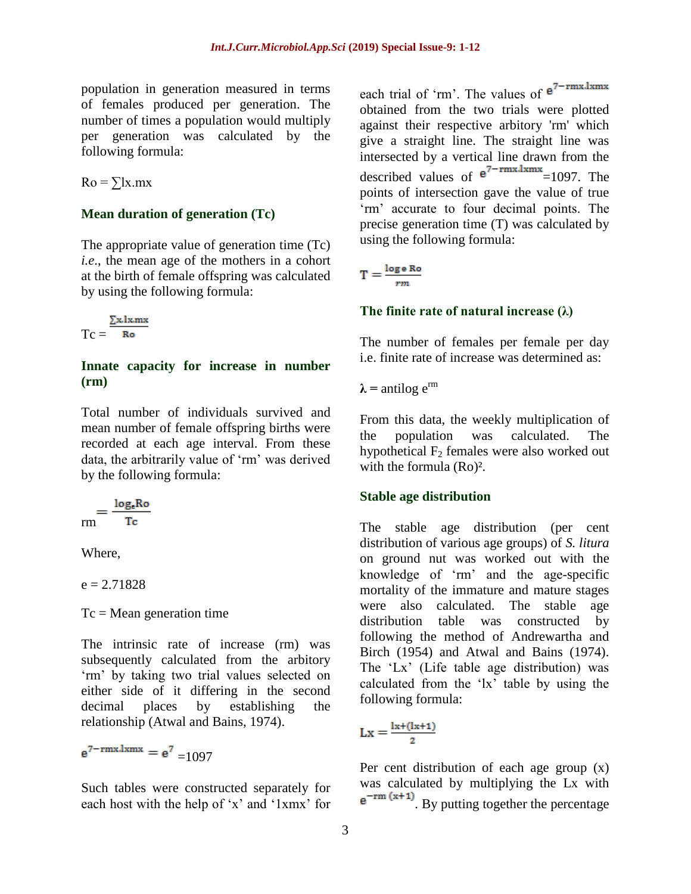population in generation measured in terms of females produced per generation. The number of times a population would multiply per generation was calculated by the following formula:

$Ro = \sum lx.mx$

### Mean duration of generation (Tc)

The appropriate value of generation time (Tc) *i.e.*, the mean age of the mothers in a cohort at the birth of female offspring was calculated by using the following formula:

$$Tc = \frac{\sum x.lx.mx}{Ro}$$

### Innate capacity for increase in number (rm)

Total number of individuals survived and mean number of female offspring births were recorded at each age interval. From these data, the arbitrarily value of 'rm' was derived by the following formula:

$$rm = \frac{\log_e Ro}{Tc}$$

Where,

e = 2.71828

Tc = Mean generation time

The intrinsic rate of increase (rm) was subsequently calculated from the arbitory 'rm' by taking two trial values selected on either side of it differing in the second decimal places by establishing the relationship (Atwal and Bains, 1974).

$$e^{7-rmx.lxmx} = e^7 = 1097$$

Such tables were constructed separately for each host with the help of 'x' and '1xmx' for each trial of 'rm'. The values of $e^{7-rmx.lxmx}$ obtained from the two trials were plotted against their respective arbitory 'rm' which give a straight line. The straight line was intersected by a vertical line drawn from the described values of $e^{7-rmx.lxmx}$=1097. The points of intersection gave the value of true 'rm' accurate to four decimal points. The precise generation time (T) was calculated by using the following formula:

$$T = \frac{\log_e Ro}{rm}$$

### The finite rate of natural increase (λ)

The number of females per female per day i.e. finite rate of increase was determined as:

$\lambda$ = antilog $e^{rm}$

From this data, the weekly multiplication of the population was calculated. The hypothetical $F_2$ females were also worked out with the formula $(Ro)^2$.

### Stable age distribution

The stable age distribution (per cent distribution of various age groups) of *S. litura* on ground nut was worked out with the knowledge of 'rm' and the age-specific mortality of the immature and mature stages were also calculated. The stable age distribution table was constructed by following the method of Andrewartha and Birch (1954) and Atwal and Bains (1974). The 'Lx' (Life table age distribution) was calculated from the 'lx' table by using the following formula:

$$Lx = \frac{lx+(lx+1)}{2}$$

Per cent distribution of each age group (x) was calculated by multiplying the Lx with $e^{-rm\,(x+1)}$. By putting together the percentage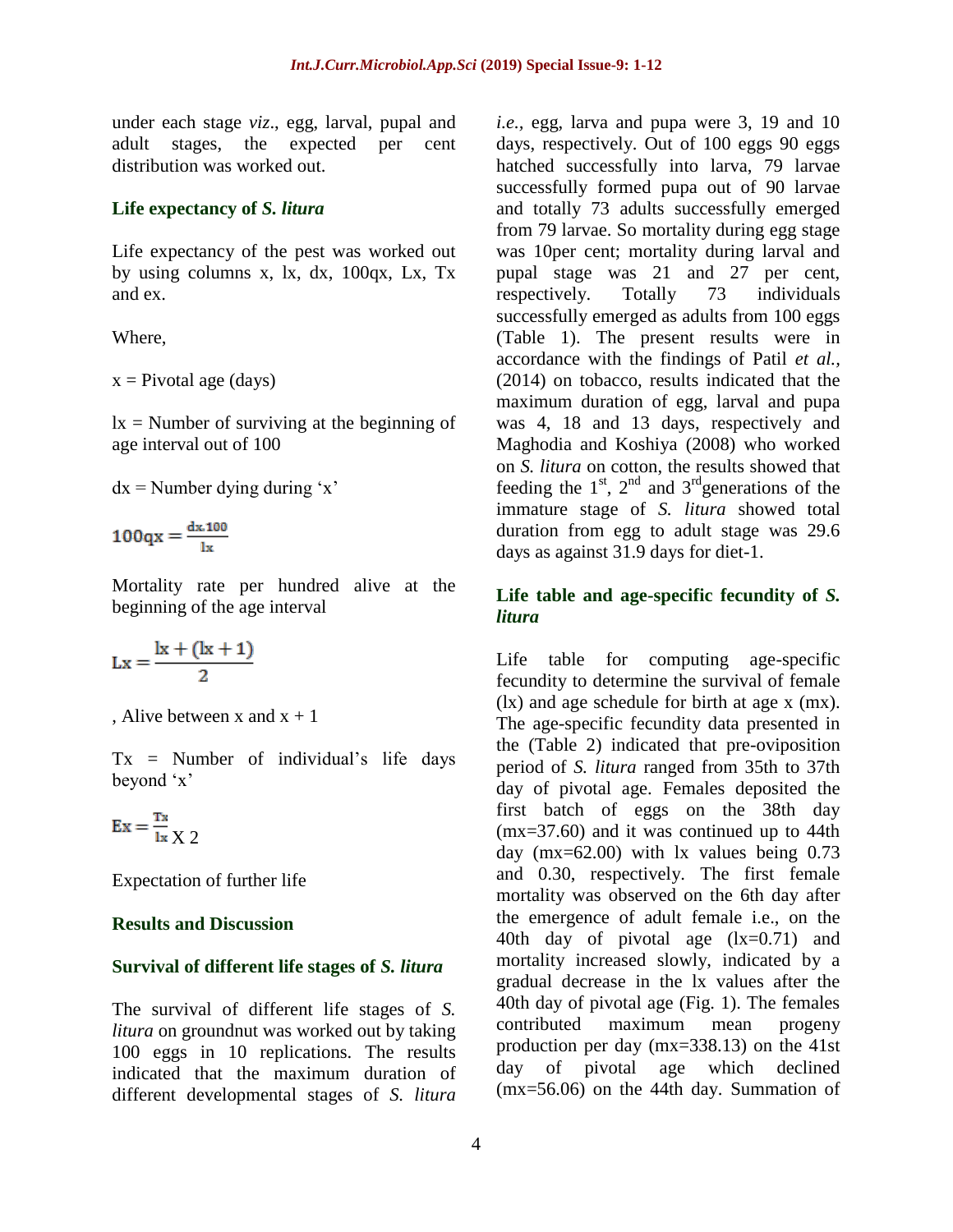under each stage *viz*., egg, larval, pupal and adult stages, the expected per cent distribution was worked out.

### Life expectancy of *S. litura*

Life expectancy of the pest was worked out by using columns x, lx, dx, 100qx, Lx, Tx and ex.

Where,

x = Pivotal age (days)

lx = Number of surviving at the beginning of age interval out of 100

dx = Number dying during 'x'

$$100qx = \frac{dx.100}{lx}$$

Mortality rate per hundred alive at the beginning of the age interval

$$Lx = \frac{lx + (lx + 1)}{2}$$

, Alive between x and x + 1

Tx = Number of individual's life days beyond 'x'

$$Ex = \frac{Tx}{lx} X\ 2$$

Expectation of further life

## Results and Discussion

### Survival of different life stages of *S. litura*

The survival of different life stages of *S. litura* on groundnut was worked out by taking 100 eggs in 10 replications. The results indicated that the maximum duration of different developmental stages of *S. litura* *i.e.*, egg, larva and pupa were 3, 19 and 10 days, respectively. Out of 100 eggs 90 eggs hatched successfully into larva, 79 larvae successfully formed pupa out of 90 larvae and totally 73 adults successfully emerged from 79 larvae. So mortality during egg stage was 10per cent; mortality during larval and pupal stage was 21 and 27 per cent, respectively. Totally 73 individuals successfully emerged as adults from 100 eggs (Table 1). The present results were in accordance with the findings of Patil *et al.,* (2014) on tobacco, results indicated that the maximum duration of egg, larval and pupa was 4, 18 and 13 days, respectively and Maghodia and Koshiya (2008) who worked on *S. litura* on cotton, the results showed that feeding the 1st, 2nd and 3rd generations of the immature stage of *S. litura* showed total duration from egg to adult stage was 29.6 days as against 31.9 days for diet-1.

### Life table and age-specific fecundity of *S. litura*

Life table for computing age-specific fecundity to determine the survival of female (lx) and age schedule for birth at age x (mx). The age-specific fecundity data presented in the (Table 2) indicated that pre-oviposition period of *S. litura* ranged from 35th to 37th day of pivotal age. Females deposited the first batch of eggs on the 38th day (mx=37.60) and it was continued up to 44th day (mx=62.00) with lx values being 0.73 and 0.30, respectively. The first female mortality was observed on the 6th day after the emergence of adult female i.e., on the 40th day of pivotal age (lx=0.71) and mortality increased slowly, indicated by a gradual decrease in the lx values after the 40th day of pivotal age (Fig. 1). The females contributed maximum mean progeny production per day (mx=338.13) on the 41st day of pivotal age which declined (mx=56.06) on the 44th day. Summation of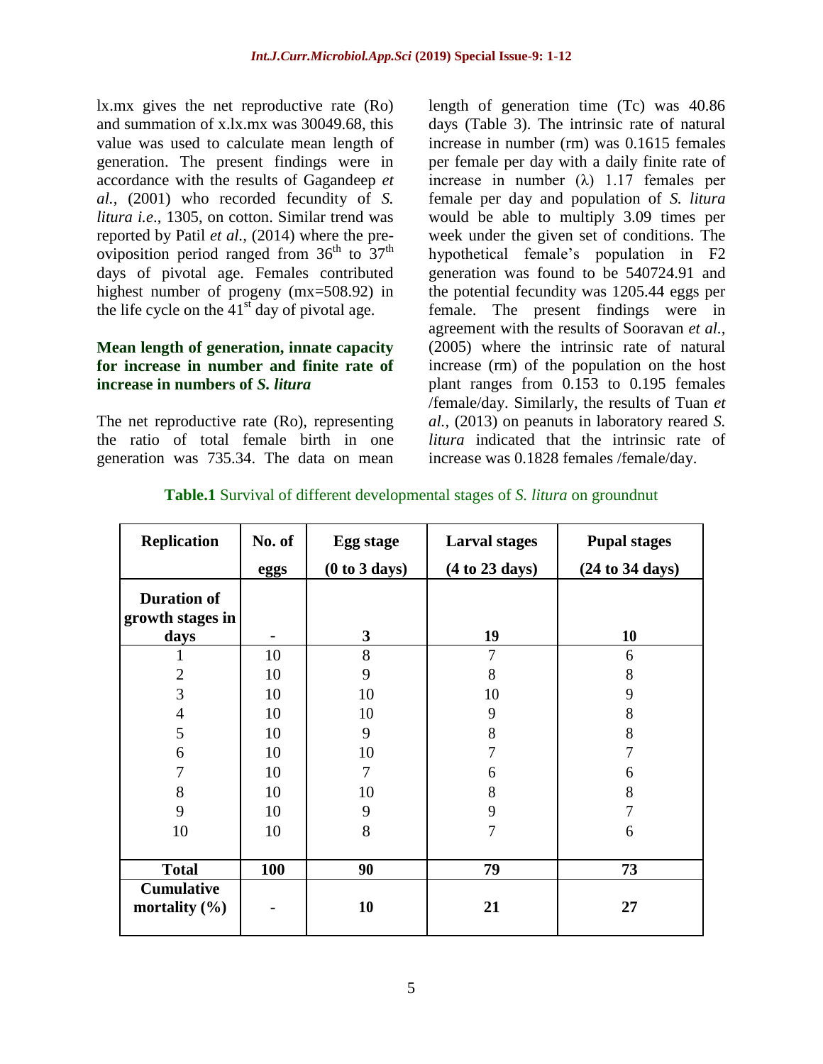lx.mx gives the net reproductive rate (Ro) and summation of x.lx.mx was 30049.68, this value was used to calculate mean length of generation. The present findings were in accordance with the results of Gagandeep *et al.*, (2001) who recorded fecundity of *S. litura i.e*., 1305, on cotton. Similar trend was reported by Patil *et al.*, (2014) where the pre-oviposition period ranged from 36$^{th}$ to 37$^{th}$ days of pivotal age. Females contributed highest number of progeny (mx=508.92) in the life cycle on the 41$^{st}$ day of pivotal age.

### Mean length of generation, innate capacity for increase in number and finite rate of increase in numbers of *S. litura*

The net reproductive rate (Ro), representing the ratio of total female birth in one generation was 735.34. The data on mean length of generation time (Tc) was 40.86 days (Table 3). The intrinsic rate of natural increase in number (rm) was 0.1615 females per female per day with a daily finite rate of increase in number (λ) 1.17 females per female per day and population of *S. litura* would be able to multiply 3.09 times per week under the given set of conditions. The hypothetical female's population in F2 generation was found to be 540724.91 and the potential fecundity was 1205.44 eggs per female. The present findings were in agreement with the results of Sooravan *et al.*, (2005) where the intrinsic rate of natural increase (rm) of the population on the host plant ranges from 0.153 to 0.195 females /female/day. Similarly, the results of Tuan *et al.*, (2013) on peanuts in laboratory reared *S. litura* indicated that the intrinsic rate of increase was 0.1828 females /female/day.

**Table.1** Survival of different developmental stages of *S. litura* on groundnut

| Replication | No. of eggs | Egg stage (0 to 3 days) | Larval stages (4 to 23 days) | Pupal stages (24 to 34 days) |
|---|---|---|---|---|
| **Duration of growth stages in days** | - | **3** | **19** | **10** |
| 1 | 10 | 8 | 7 | 6 |
| 2 | 10 | 9 | 8 | 8 |
| 3 | 10 | 10 | 10 | 9 |
| 4 | 10 | 10 | 9 | 8 |
| 5 | 10 | 9 | 8 | 8 |
| 6 | 10 | 10 | 7 | 7 |
| 7 | 10 | 7 | 6 | 6 |
| 8 | 10 | 10 | 8 | 8 |
| 9 | 10 | 9 | 9 | 7 |
| 10 | 10 | 8 | 7 | 6 |
| **Total** | **100** | **90** | **79** | **73** |
| **Cumulative mortality (%)** | - | **10** | **21** | **27** |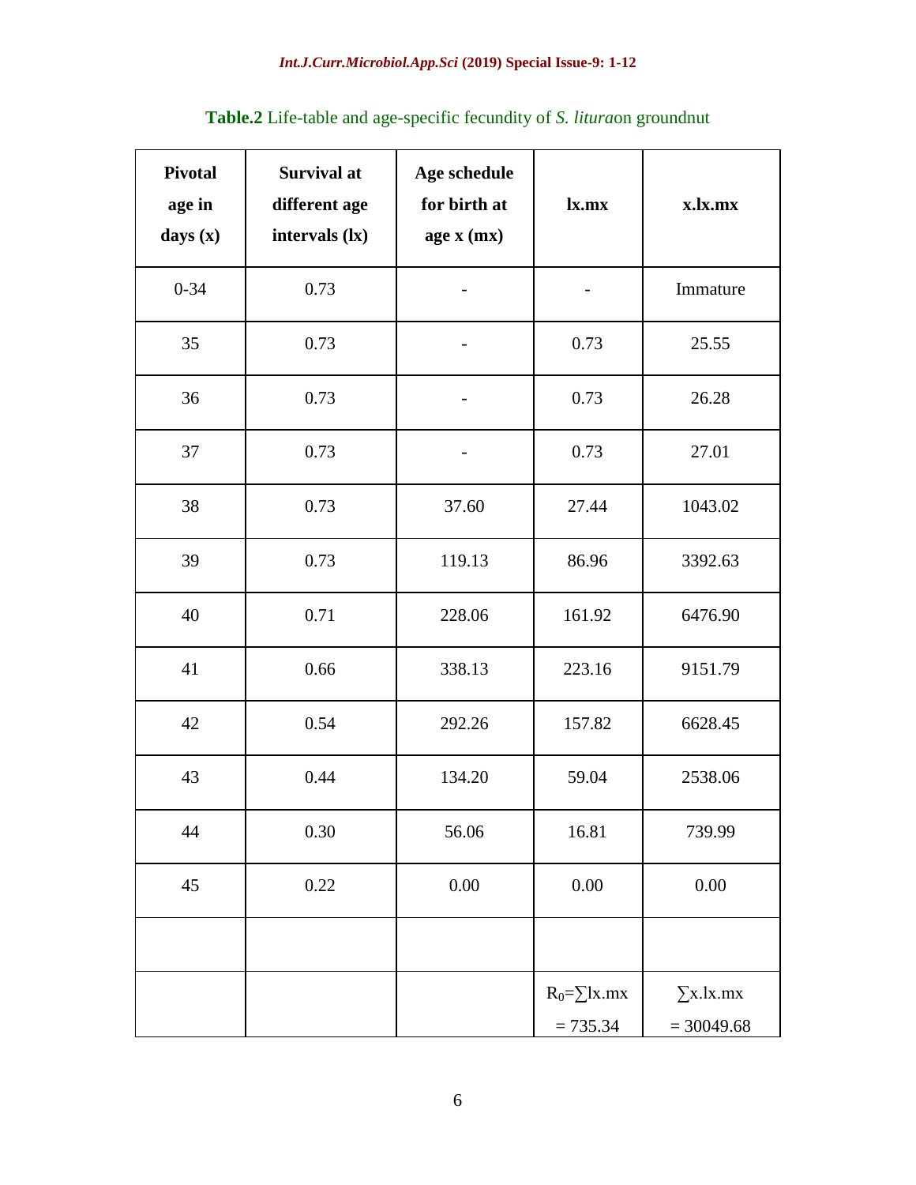**Table.2** Life-table and age-specific fecundity of *S. litura*on groundnut

| Pivotal age in days (x) | Survival at different age intervals (lx) | Age schedule for birth at age x (mx) | lx.mx | x.lx.mx |
|---|---|---|---|---|
| 0-34 | 0.73 | - | - | Immature |
| 35 | 0.73 | - | 0.73 | 25.55 |
| 36 | 0.73 | - | 0.73 | 26.28 |
| 37 | 0.73 | - | 0.73 | 27.01 |
| 38 | 0.73 | 37.60 | 27.44 | 1043.02 |
| 39 | 0.73 | 119.13 | 86.96 | 3392.63 |
| 40 | 0.71 | 228.06 | 161.92 | 6476.90 |
| 41 | 0.66 | 338.13 | 223.16 | 9151.79 |
| 42 | 0.54 | 292.26 | 157.82 | 6628.45 |
| 43 | 0.44 | 134.20 | 59.04 | 2538.06 |
| 44 | 0.30 | 56.06 | 16.81 | 739.99 |
| 45 | 0.22 | 0.00 | 0.00 | 0.00 |
| | | | | |
| | | | $R_0 = \sum lx.mx = 735.34$ | $\sum x.lx.mx = 30049.68$ |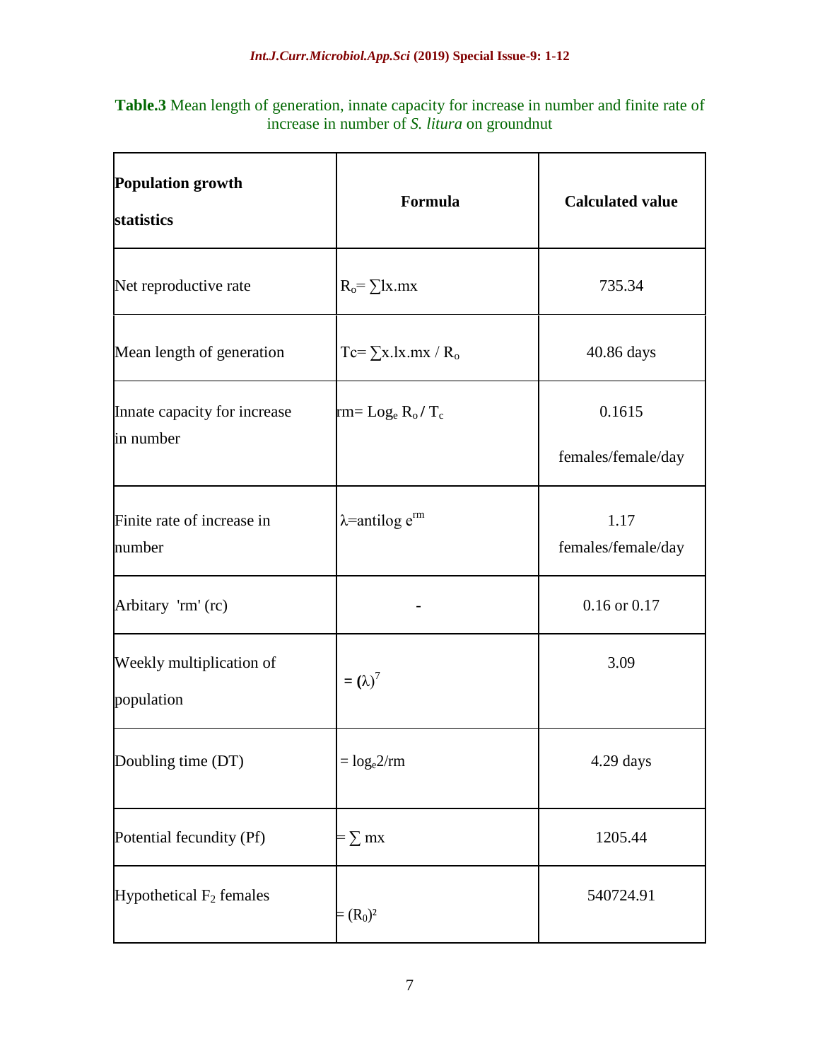**Table.3** Mean length of generation, innate capacity for increase in number and finite rate of increase in number of *S. litura* on groundnut

| Population growth statistics | Formula | Calculated value |
|---|---|---|
| Net reproductive rate | $R_o = \sum lx.mx$ | 735.34 |
| Mean length of generation | $Tc = \sum x.lx.mx / R_o$ | 40.86 days |
| Innate capacity for increase in number | $rm = Log_e R_o / T_c$ | 0.1615 females/female/day |
| Finite rate of increase in number | $\lambda$=antilog $e^{rm}$ | 1.17 females/female/day |
| Arbitary 'rm' (rc) | - | 0.16 or 0.17 |
| Weekly multiplication of population | $= (\lambda)^7$ | 3.09 |
| Doubling time (DT) | $= log_e 2/rm$ | 4.29 days |
| Potential fecundity (Pf) | $= \sum mx$ | 1205.44 |
| Hypothetical $F_2$ females | $= (R_0)^2$ | 540724.91 |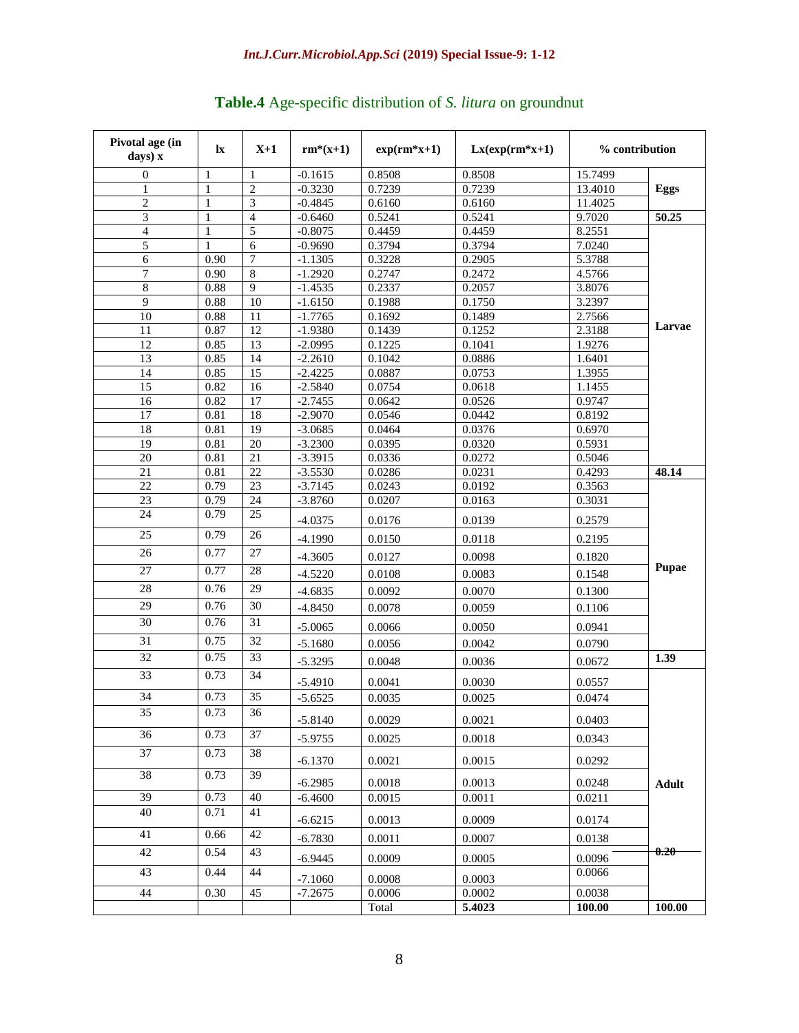**Table.4** Age-specific distribution of *S. litura* on groundnut

| Pivotal age (in days) x | lx | X+1 | rm*(x+1) | exp(rm*x+1) | Lx(exp(rm*x+1) | % contribution | |
|---|---|---|---|---|---|---|---|
| 0 | 1 | 1 | -0.1615 | 0.8508 | 0.8508 | 15.7499 | **Eggs** |
| 1 | 1 | 2 | -0.3230 | 0.7239 | 0.7239 | 13.4010 | |
| 2 | 1 | 3 | -0.4845 | 0.6160 | 0.6160 | 11.4025 | |
| 3 | 1 | 4 | -0.6460 | 0.5241 | 0.5241 | 9.7020 | **50.25** |
| 4 | 1 | 5 | -0.8075 | 0.4459 | 0.4459 | 8.2551 | **Larvae** |
| 5 | 1 | 6 | -0.9690 | 0.3794 | 0.3794 | 7.0240 | |
| 6 | 0.90 | 7 | -1.1305 | 0.3228 | 0.2905 | 5.3788 | |
| 7 | 0.90 | 8 | -1.2920 | 0.2747 | 0.2472 | 4.5766 | |
| 8 | 0.88 | 9 | -1.4535 | 0.2337 | 0.2057 | 3.8076 | |
| 9 | 0.88 | 10 | -1.6150 | 0.1988 | 0.1750 | 3.2397 | |
| 10 | 0.88 | 11 | -1.7765 | 0.1692 | 0.1489 | 2.7566 | |
| 11 | 0.87 | 12 | -1.9380 | 0.1439 | 0.1252 | 2.3188 | |
| 12 | 0.85 | 13 | -2.0995 | 0.1225 | 0.1041 | 1.9276 | |
| 13 | 0.85 | 14 | -2.2610 | 0.1042 | 0.0886 | 1.6401 | |
| 14 | 0.85 | 15 | -2.4225 | 0.0887 | 0.0753 | 1.3955 | |
| 15 | 0.82 | 16 | -2.5840 | 0.0754 | 0.0618 | 1.1455 | |
| 16 | 0.82 | 17 | -2.7455 | 0.0642 | 0.0526 | 0.9747 | |
| 17 | 0.81 | 18 | -2.9070 | 0.0546 | 0.0442 | 0.8192 | |
| 18 | 0.81 | 19 | -3.0685 | 0.0464 | 0.0376 | 0.6970 | |
| 19 | 0.81 | 20 | -3.2300 | 0.0395 | 0.0320 | 0.5931 | |
| 20 | 0.81 | 21 | -3.3915 | 0.0336 | 0.0272 | 0.5046 | |
| 21 | 0.81 | 22 | -3.5530 | 0.0286 | 0.0231 | 0.4293 | **48.14** |
| 22 | 0.79 | 23 | -3.7145 | 0.0243 | 0.0192 | 0.3563 | **Pupae** |
| 23 | 0.79 | 24 | -3.8760 | 0.0207 | 0.0163 | 0.3031 | |
| 24 | 0.79 | 25 | -4.0375 | 0.0176 | 0.0139 | 0.2579 | |
| 25 | 0.79 | 26 | -4.1990 | 0.0150 | 0.0118 | 0.2195 | |
| 26 | 0.77 | 27 | -4.3605 | 0.0127 | 0.0098 | 0.1820 | |
| 27 | 0.77 | 28 | -4.5220 | 0.0108 | 0.0083 | 0.1548 | |
| 28 | 0.76 | 29 | -4.6835 | 0.0092 | 0.0070 | 0.1300 | |
| 29 | 0.76 | 30 | -4.8450 | 0.0078 | 0.0059 | 0.1106 | |
| 30 | 0.76 | 31 | -5.0065 | 0.0066 | 0.0050 | 0.0941 | |
| 31 | 0.75 | 32 | -5.1680 | 0.0056 | 0.0042 | 0.0790 | |
| 32 | 0.75 | 33 | -5.3295 | 0.0048 | 0.0036 | 0.0672 | **1.39** |
| 33 | 0.73 | 34 | -5.4910 | 0.0041 | 0.0030 | 0.0557 | **Adult** |
| 34 | 0.73 | 35 | -5.6525 | 0.0035 | 0.0025 | 0.0474 | |
| 35 | 0.73 | 36 | -5.8140 | 0.0029 | 0.0021 | 0.0403 | |
| 36 | 0.73 | 37 | -5.9755 | 0.0025 | 0.0018 | 0.0343 | |
| 37 | 0.73 | 38 | -6.1370 | 0.0021 | 0.0015 | 0.0292 | |
| 38 | 0.73 | 39 | -6.2985 | 0.0018 | 0.0013 | 0.0248 | |
| 39 | 0.73 | 40 | -6.4600 | 0.0015 | 0.0011 | 0.0211 | |
| 40 | 0.71 | 41 | -6.6215 | 0.0013 | 0.0009 | 0.0174 | |
| 41 | 0.66 | 42 | -6.7830 | 0.0011 | 0.0007 | 0.0138 | |
| 42 | 0.54 | 43 | -6.9445 | 0.0009 | 0.0005 | 0.0096 | **0.20** |
| 43 | 0.44 | 44 | -7.1060 | 0.0008 | 0.0003 | 0.0066 | |
| 44 | 0.30 | 45 | -7.2675 | 0.0006 | 0.0002 | 0.0038 | |
| | | | | Total | **5.4023** | **100.00** | **100.00** |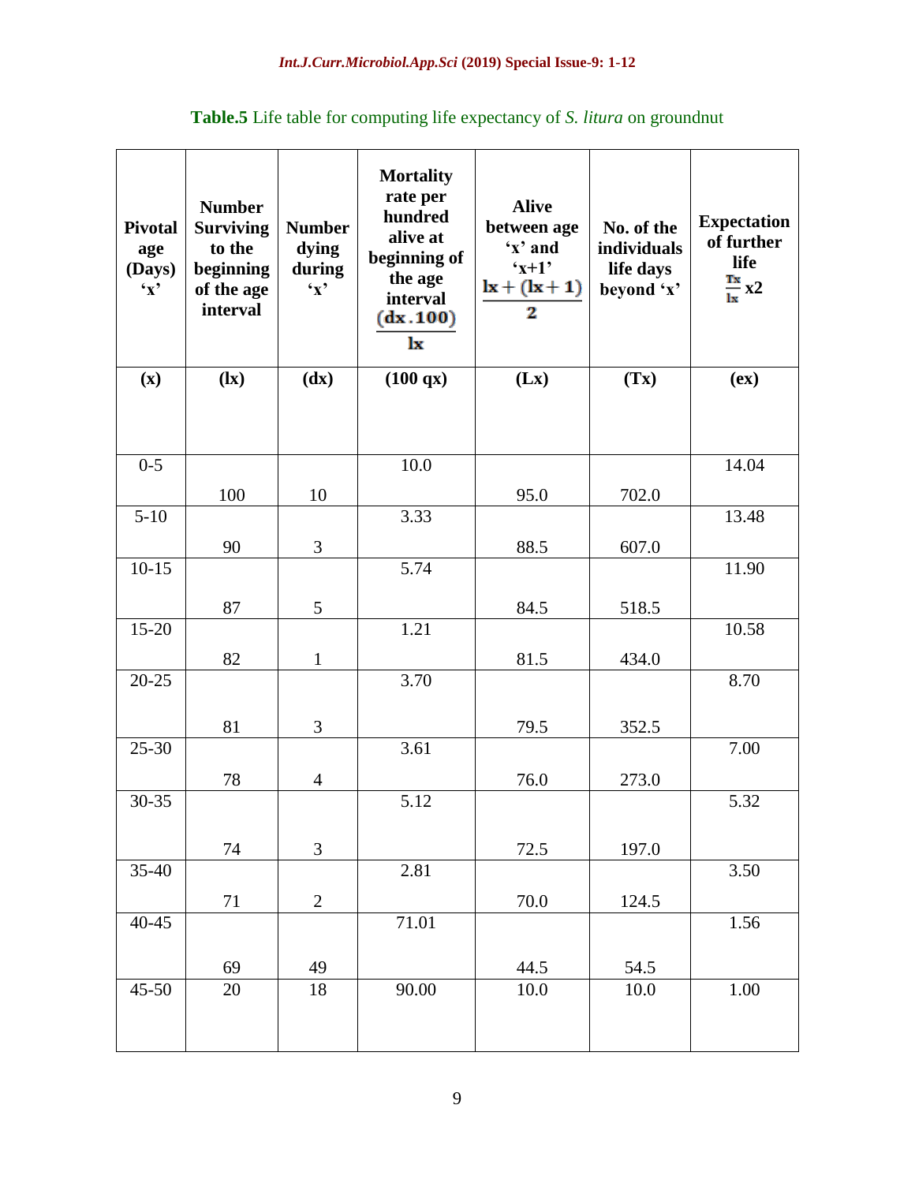**Table.5** Life table for computing life expectancy of *S. litura* on groundnut

| Pivotal age (Days) 'x' | Number Surviving to the beginning of the age interval | Number dying during 'x' | Mortality rate per hundred alive at beginning of the age interval $\frac{(dx.100)}{lx}$ | Alive between age 'x' and 'x+1' $\frac{lx+(lx+1)}{2}$ | No. of the individuals life days beyond 'x' | Expectation of further life $\frac{Tx}{lx}$ x2 |
|---|---|---|---|---|---|---|
| (x) | (lx) | (dx) | (100 qx) | (Lx) | (Tx) | (ex) |
| 0-5 | 100 | 10 | 10.0 | 95.0 | 702.0 | 14.04 |
| 5-10 | 90 | 3 | 3.33 | 88.5 | 607.0 | 13.48 |
| 10-15 | 87 | 5 | 5.74 | 84.5 | 518.5 | 11.90 |
| 15-20 | 82 | 1 | 1.21 | 81.5 | 434.0 | 10.58 |
| 20-25 | 81 | 3 | 3.70 | 79.5 | 352.5 | 8.70 |
| 25-30 | 78 | 4 | 3.61 | 76.0 | 273.0 | 7.00 |
| 30-35 | 74 | 3 | 5.12 | 72.5 | 197.0 | 5.32 |
| 35-40 | 71 | 2 | 2.81 | 70.0 | 124.5 | 3.50 |
| 40-45 | 69 | 49 | 71.01 | 44.5 | 54.5 | 1.56 |
| 45-50 | 20 | 18 | 90.00 | 10.0 | 10.0 | 1.00 |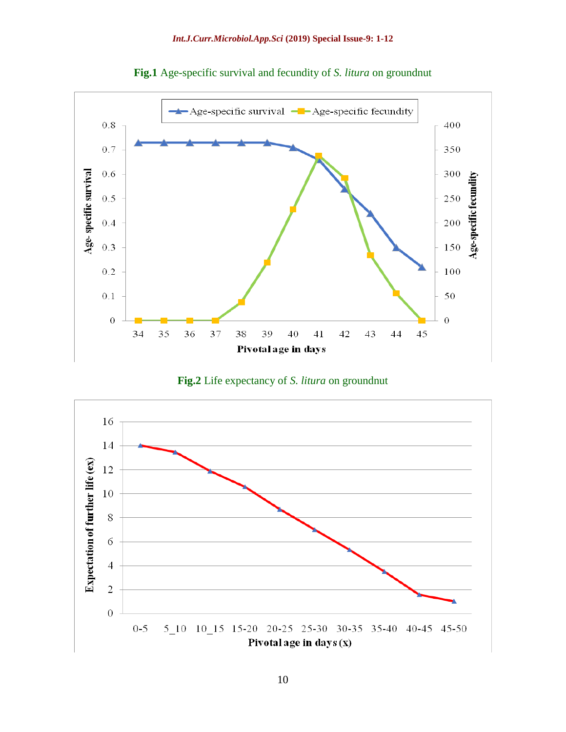**Fig.1** Age-specific survival and fecundity of *S. litura* on groundnut

**Fig.2** Life expectancy of *S. litura* on groundnut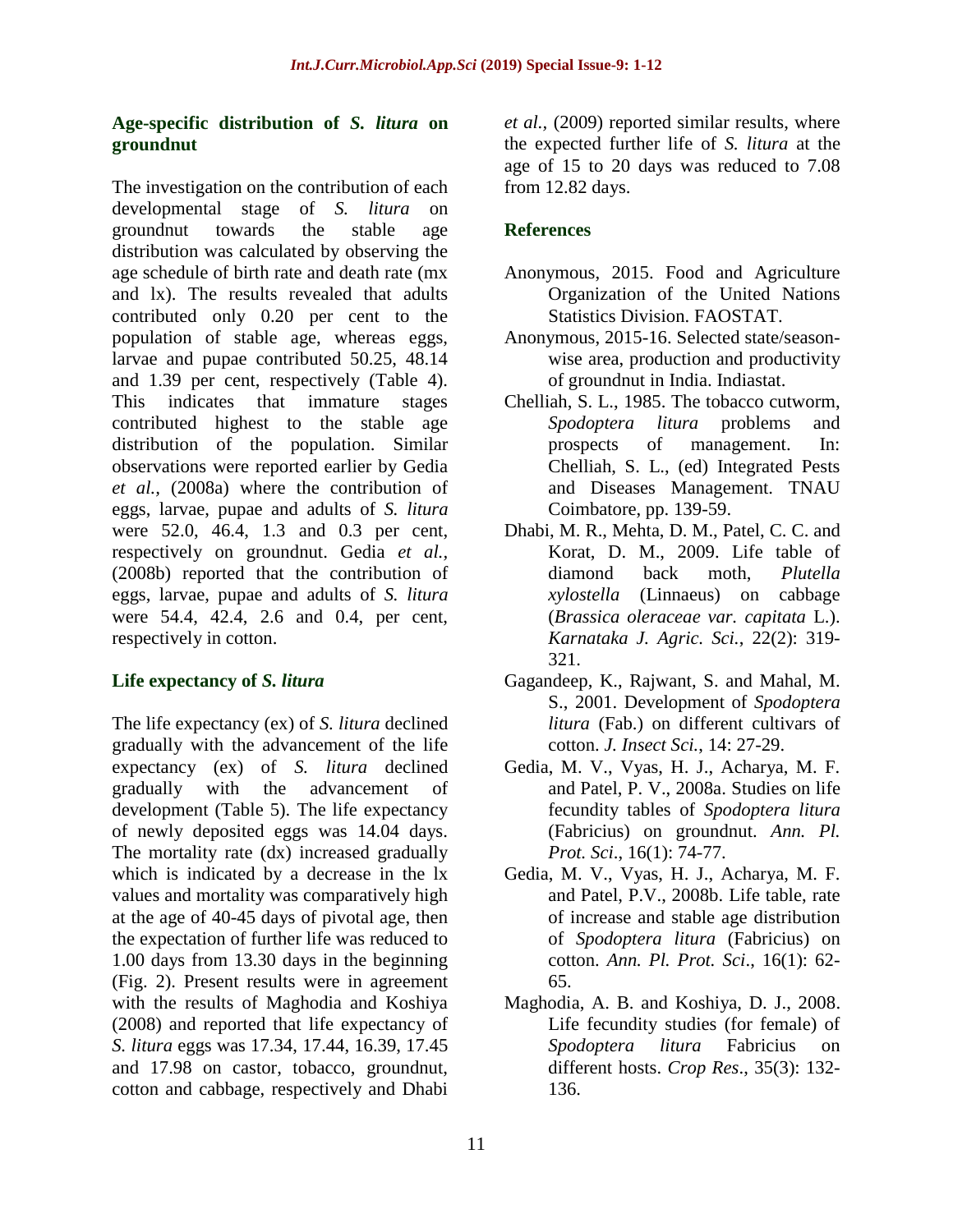### Age-specific distribution of *S. litura* on groundnut

The investigation on the contribution of each developmental stage of *S. litura* on groundnut towards the stable age distribution was calculated by observing the age schedule of birth rate and death rate (mx and lx). The results revealed that adults contributed only 0.20 per cent to the population of stable age, whereas eggs, larvae and pupae contributed 50.25, 48.14 and 1.39 per cent, respectively (Table 4). This indicates that immature stages contributed highest to the stable age distribution of the population. Similar observations were reported earlier by Gedia *et al.,* (2008a) where the contribution of eggs, larvae, pupae and adults of *S. litura* were 52.0, 46.4, 1.3 and 0.3 per cent, respectively on groundnut. Gedia *et al.,* (2008b) reported that the contribution of eggs, larvae, pupae and adults of *S. litura* were 54.4, 42.4, 2.6 and 0.4, per cent, respectively in cotton.

### Life expectancy of *S. litura*

The life expectancy (ex) of *S. litura* declined gradually with the advancement of the life expectancy (ex) of *S. litura* declined gradually with the advancement of development (Table 5). The life expectancy of newly deposited eggs was 14.04 days. The mortality rate (dx) increased gradually which is indicated by a decrease in the lx values and mortality was comparatively high at the age of 40-45 days of pivotal age, then the expectation of further life was reduced to 1.00 days from 13.30 days in the beginning (Fig. 2). Present results were in agreement with the results of Maghodia and Koshiya (2008) and reported that life expectancy of *S. litura* eggs was 17.34, 17.44, 16.39, 17.45 and 17.98 on castor, tobacco, groundnut, cotton and cabbage, respectively and Dhabi *et al.,* (2009) reported similar results, where the expected further life of *S. litura* at the age of 15 to 20 days was reduced to 7.08 from 12.82 days.

### References

Anonymous, 2015. Food and Agriculture Organization of the United Nations Statistics Division. FAOSTAT.

Anonymous, 2015-16. Selected state/season-wise area, production and productivity of groundnut in India. Indiastat.

Chelliah, S. L., 1985. The tobacco cutworm, *Spodoptera litura* problems and prospects of management. In: Chelliah, S. L., (ed) Integrated Pests and Diseases Management. TNAU Coimbatore, pp. 139-59.

Dhabi, M. R., Mehta, D. M., Patel, C. C. and Korat, D. M., 2009. Life table of diamond back moth, *Plutella xylostella* (Linnaeus) on cabbage (*Brassica oleraceae var. capitata* L.). *Karnataka J. Agric. Sci.*, 22(2): 319-321.

Gagandeep, K., Rajwant, S. and Mahal, M. S., 2001. Development of *Spodoptera litura* (Fab.) on different cultivars of cotton. *J. Insect Sci.*, 14: 27-29.

Gedia, M. V., Vyas, H. J., Acharya, M. F. and Patel, P. V., 2008a. Studies on life fecundity tables of *Spodoptera litura* (Fabricius) on groundnut. *Ann. Pl. Prot. Sci*., 16(1): 74-77.

Gedia, M. V., Vyas, H. J., Acharya, M. F. and Patel, P.V., 2008b. Life table, rate of increase and stable age distribution of *Spodoptera litura* (Fabricius) on cotton. *Ann. Pl. Prot. Sci*., 16(1): 62-65.

Maghodia, A. B. and Koshiya, D. J., 2008. Life fecundity studies (for female) of *Spodoptera litura* Fabricius on different hosts. *Crop Res*., 35(3): 132-136.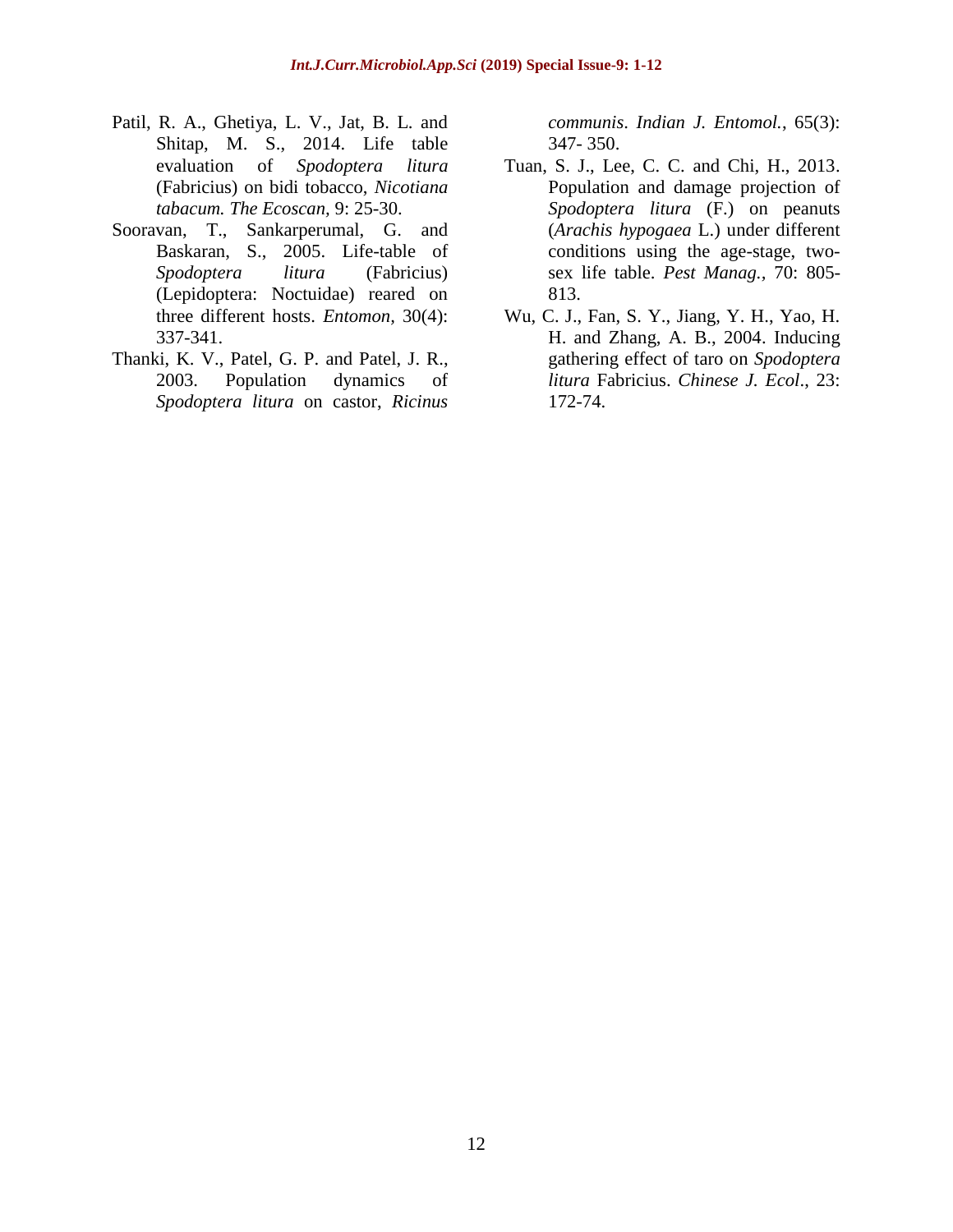Patil, R. A., Ghetiya, L. V., Jat, B. L. and Shitap, M. S., 2014. Life table evaluation of *Spodoptera litura* (Fabricius) on bidi tobacco, *Nicotiana tabacum. The Ecoscan,* 9: 25-30.

Sooravan, T., Sankarperumal, G. and Baskaran, S., 2005. Life-table of *Spodoptera litura* (Fabricius) (Lepidoptera: Noctuidae) reared on three different hosts. *Entomon,* 30(4): 337-341.

Thanki, K. V., Patel, G. P. and Patel, J. R., 2003. Population dynamics of *Spodoptera litura* on castor, *Ricinus communis*. *Indian J. Entomol.*, 65(3): 347- 350.

Tuan, S. J., Lee, C. C. and Chi, H., 2013. Population and damage projection of *Spodoptera litura* (F.) on peanuts (*Arachis hypogaea* L.) under different conditions using the age-stage, two-sex life table. *Pest Manag.,* 70: 805-813.

Wu, C. J., Fan, S. Y., Jiang, Y. H., Yao, H. H. and Zhang, A. B., 2004. Inducing gathering effect of taro on *Spodoptera litura* Fabricius. *Chinese J. Ecol*., 23: 172-74.